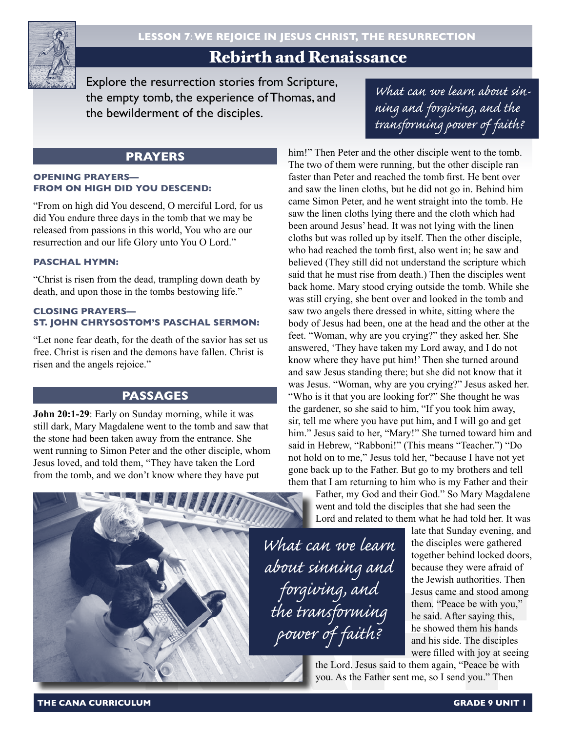LESSON 7: WE REJOICE IN JESUS CHRIST, THE RESURRECTION

# Rebirth and Renaissance

Explore the resurrection stories from Scripture, the empty tomb, the experience of Thomas, and the bewilderment of the disciples.

*What can we learn about sinning and forgiving, and the transforming power of faith?*

## PRAYERS

### OPENING PRAYERS— FROM ON HIGH DID YOU DESCEND:

"From on high did You descend, O merciful Lord, for us did You endure three days in the tomb that we may be released from passions in this world, You who are our resurrection and our life Glory unto You O Lord."

### PASCHAL HYMN:

"Christ is risen from the dead, trampling down death by death, and upon those in the tombs bestowing life."

### CLOSING PRAYERS— ST. JOHN CHRYSOSTOM'S PASCHAL SERMON:

"Let none fear death, for the death of the savior has set us free. Christ is risen and the demons have fallen. Christ is risen and the angels rejoice."

## PASSAGES

**John 20:1-29**: Early on Sunday morning, while it was still dark, Mary Magdalene went to the tomb and saw that the stone had been taken away from the entrance. She went running to Simon Peter and the other disciple, whom Jesus loved, and told them, "They have taken the Lord from the tomb, and we don't know where they have put him!" Then Peter and the other disciple went to the tomb. The two of them were running, but the other disciple ran faster than Peter and reached the tomb first. He bent over and saw the linen cloths, but he did not go in. Behind him came Simon Peter, and he went straight into the tomb. He saw the linen cloths lying there and the cloth which had been around Jesus' head. It was not lying with the linen cloths but was rolled up by itself. Then the other disciple, who had reached the tomb first, also went in; he saw and believed (They still did not understand the scripture which said that he must rise from death.) Then the disciples went back home. Mary stood crying outside the tomb. While she was still crying, she bent over and looked in the tomb and saw two angels there dressed in white, sitting where the body of Jesus had been, one at the head and the other at the feet. "Woman, why are you crying?" they asked her. She answered, 'They have taken my Lord away, and I do not know where they have put him!' Then she turned around and saw Jesus standing there; but she did not know that it was Jesus. "Woman, why are you crying?" Jesus asked her. "Who is it that you are looking for?" She thought he was the gardener, so she said to him, "If you took him away, sir, tell me where you have put him, and I will go and get him." Jesus said to her, "Mary!" She turned toward him and said in Hebrew, "Rabboni!" (This means "Teacher.") "Do not hold on to me," Jesus told her, "because I have not yet gone back up to the Father. But go to my brothers and tell them that I am returning to him who is my Father and their Father, my God and their God." So Mary Magdalene went and told the disciples that she had seen the Lord and related to them what he had told her. It was late that Sunday evening, and the disciples were gathered together behind locked doors, because they were afraid of the Jewish authorities. Then Jesus came and stood among them. "Peace be with you," he said. After saying this, he showed them his hands and his side. The disciples were filled with joy at seeing the Lord. Jesus said to them again, "Peace be with you. As the Father sent me, so I send you." Then

*What can we learn about sinning and forgiving, and the transforming power of faith?*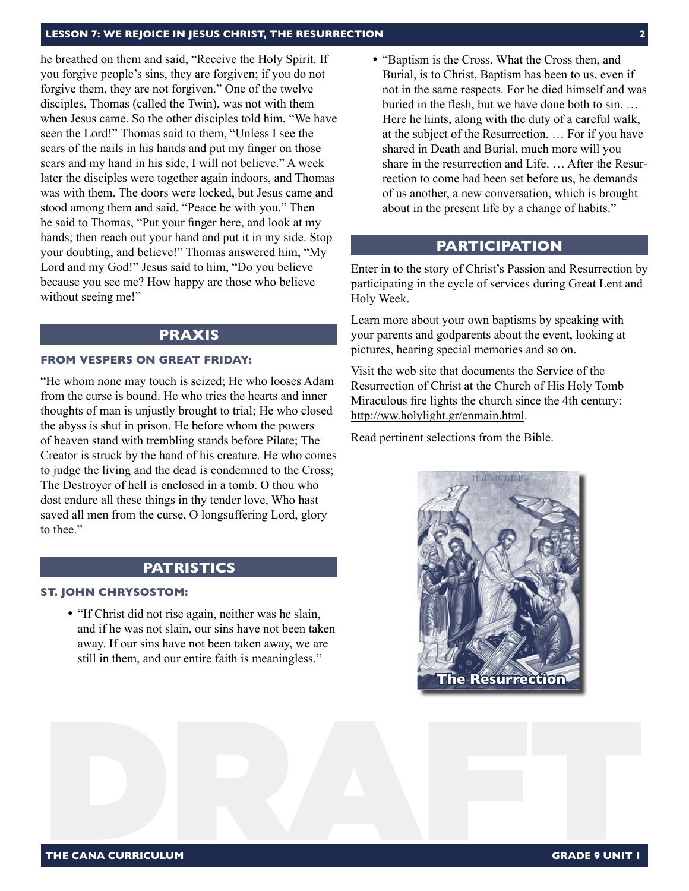he breathed on them and said, "Receive the Holy Spirit. If you forgive people's sins, they are forgiven; if you do not forgive them, they are not forgiven." One of the twelve disciples, Thomas (called the Twin), was not with them when Jesus came. So the other disciples told him, "We have seen the Lord!" Thomas said to them, "Unless I see the scars of the nails in his hands and put my finger on those scars and my hand in his side, I will not believe." A week later the disciples were together again indoors, and Thomas was with them. The doors were locked, but Jesus came and stood among them and said, "Peace be with you." Then he said to Thomas, "Put your finger here, and look at my hands; then reach out your hand and put it in my side. Stop your doubting, and believe!" Thomas answered him, "My Lord and my God!" Jesus said to him, "Do you believe because you see me? How happy are those who believe without seeing me!"

## PRAXIS

### FROM VESPERS ON GREAT FRIDAY:

"He whom none may touch is seized; He who looses Adam from the curse is bound. He who tries the hearts and inner thoughts of man is unjustly brought to trial; He who closed the abyss is shut in prison. He before whom the powers of heaven stand with trembling stands before Pilate; The Creator is struck by the hand of his creature. He who comes to judge the living and the dead is condemned to the Cross; The Destroyer of hell is enclosed in a tomb. O thou who dost endure all these things in thy tender love, Who hast saved all men from the curse, O longsuffering Lord, glory to thee."

## PATRISTICS

### ST. JOHN CHRYSOSTOM:

- "If Christ did not rise again, neither was he slain, and if he was not slain, our sins have not been taken away. If our sins have not been taken away, we are still in them, and our entire faith is meaningless."
- "Baptism is the Cross. What the Cross then, and Burial, is to Christ, Baptism has been to us, even if not in the same respects. For he died himself and was buried in the flesh, but we have done both to sin. … Here he hints, along with the duty of a careful walk, at the subject of the Resurrection. … For if you have shared in Death and Burial, much more will you share in the resurrection and Life. … After the Resurrection to come had been set before us, he demands of us another, a new conversation, which is brought about in the present life by a change of habits."

## PARTICIPATION

Enter in to the story of Christ's Passion and Resurrection by participating in the cycle of services during Great Lent and Holy Week.

Learn more about your own baptisms by speaking with your parents and godparents about the event, looking at pictures, hearing special memories and so on.

Visit the web site that documents the Service of the Resurrection of Christ at the Church of His Holy Tomb Miraculous fire lights the church since the 4th century: http://ww.holylight.gr/enmain.html.

Read pertinent selections from the Bible.

The Resurrection